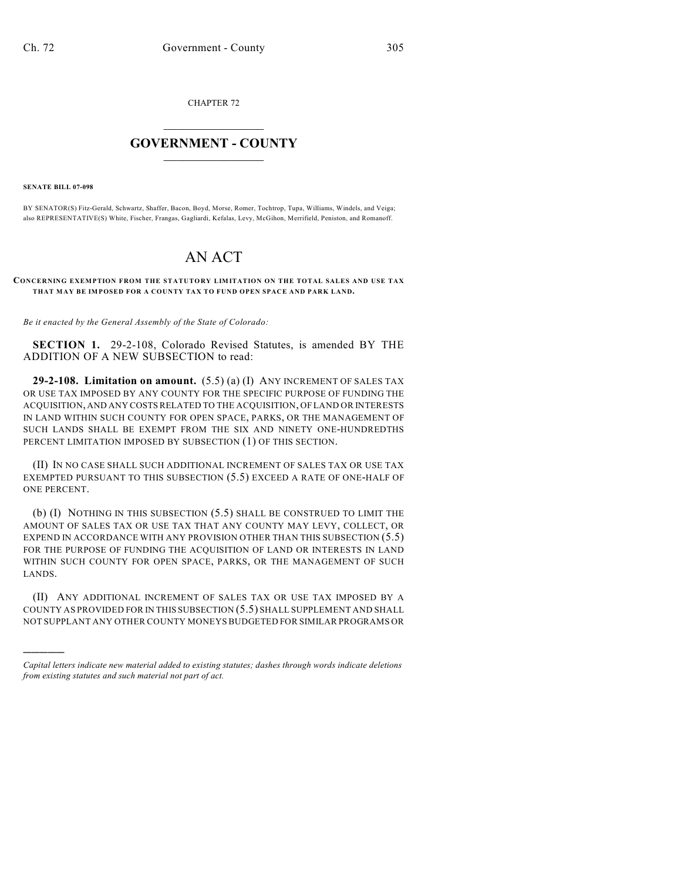CHAPTER 72

# GOVERNMENT - COUNTY

**SENATE BILL 07-098**

BY SENATOR(S) Fitz-Gerald, Schwartz, Shaffer, Bacon, Boyd, Morse, Romer, Tochtrop, Tupa, Williams, Windels, and Veiga; also REPRESENTATIVE(S) White, Fischer, Frangas, Gagliardi, Kefalas, Levy, McGihon, Merrifield, Peniston, and Romanoff.

# AN ACT

**CONCERNING EXEMPTION FROM THE STATUTORY LIMITATION ON THE TOTAL SALES AND USE TAX THAT MAY BE IMPOSED FOR A COUNTY TAX TO FUND OPEN SPACE AND PARK LAND.**

*Be it enacted by the General Assembly of the State of Colorado:*

**SECTION 1.** 29-2-108, Colorado Revised Statutes, is amended BY THE ADDITION OF A NEW SUBSECTION to read:

**29-2-108. Limitation on amount.** (5.5) (a) (I) ANY INCREMENT OF SALES TAX OR USE TAX IMPOSED BY ANY COUNTY FOR THE SPECIFIC PURPOSE OF FUNDING THE ACQUISITION, AND ANY COSTS RELATED TO THE ACQUISITION, OF LAND OR INTERESTS IN LAND WITHIN SUCH COUNTY FOR OPEN SPACE, PARKS, OR THE MANAGEMENT OF SUCH LANDS SHALL BE EXEMPT FROM THE SIX AND NINETY ONE-HUNDREDTHS PERCENT LIMITATION IMPOSED BY SUBSECTION (1) OF THIS SECTION.

(II) IN NO CASE SHALL SUCH ADDITIONAL INCREMENT OF SALES TAX OR USE TAX EXEMPTED PURSUANT TO THIS SUBSECTION (5.5) EXCEED A RATE OF ONE-HALF OF ONE PERCENT.

(b) (I) NOTHING IN THIS SUBSECTION (5.5) SHALL BE CONSTRUED TO LIMIT THE AMOUNT OF SALES TAX OR USE TAX THAT ANY COUNTY MAY LEVY, COLLECT, OR EXPEND IN ACCORDANCE WITH ANY PROVISION OTHER THAN THIS SUBSECTION (5.5) FOR THE PURPOSE OF FUNDING THE ACQUISITION OF LAND OR INTERESTS IN LAND WITHIN SUCH COUNTY FOR OPEN SPACE, PARKS, OR THE MANAGEMENT OF SUCH LANDS.

(II) ANY ADDITIONAL INCREMENT OF SALES TAX OR USE TAX IMPOSED BY A COUNTY AS PROVIDED FOR IN THIS SUBSECTION (5.5) SHALL SUPPLEMENT AND SHALL NOT SUPPLANT ANY OTHER COUNTY MONEYS BUDGETED FOR SIMILAR PROGRAMS OR

---

*Capital letters indicate new material added to existing statutes; dashes through words indicate deletions from existing statutes and such material not part of act.*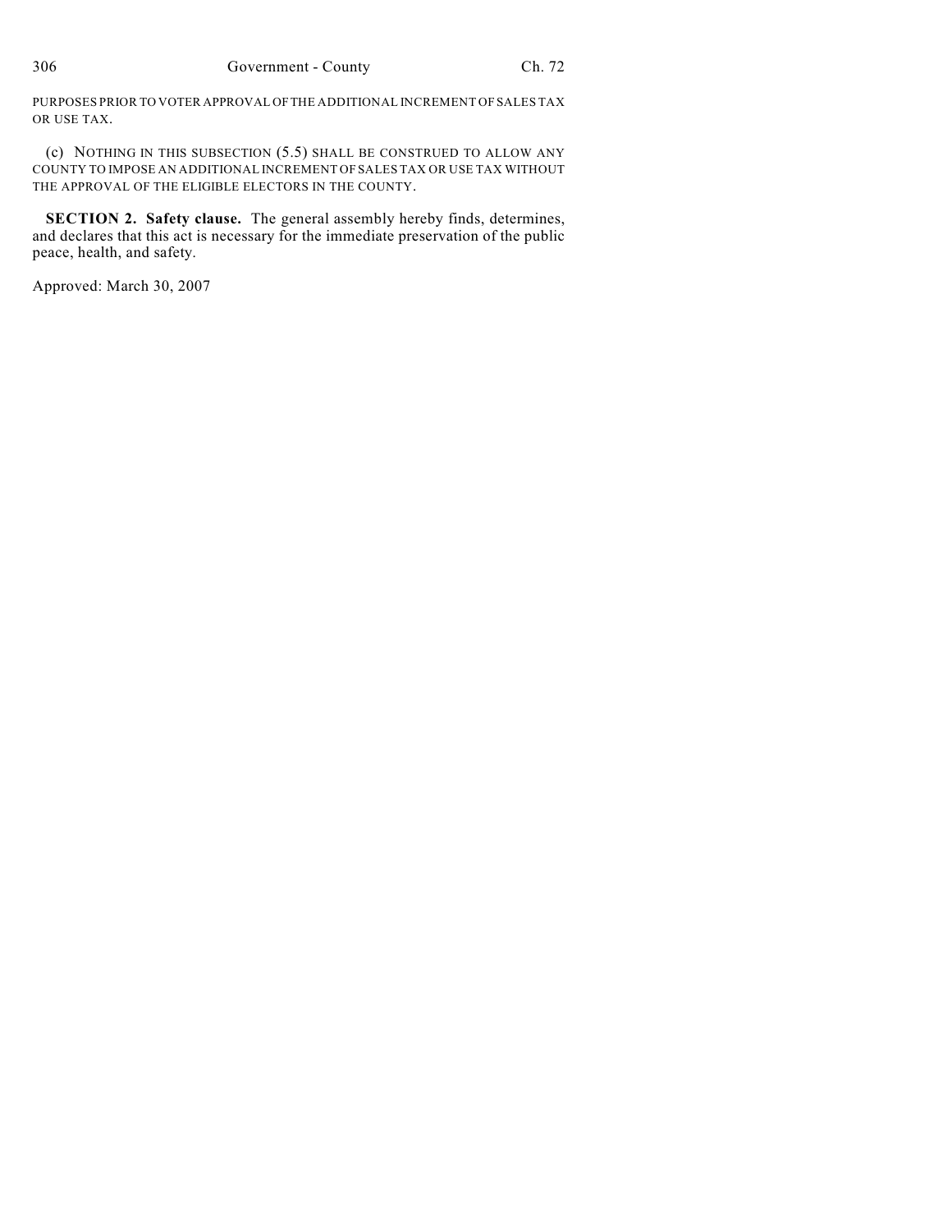PURPOSES PRIOR TO VOTER APPROVAL OF THE ADDITIONAL INCREMENT OF SALES TAX OR USE TAX.

(c) NOTHING IN THIS SUBSECTION (5.5) SHALL BE CONSTRUED TO ALLOW ANY COUNTY TO IMPOSE AN ADDITIONAL INCREMENT OF SALES TAX OR USE TAX WITHOUT THE APPROVAL OF THE ELIGIBLE ELECTORS IN THE COUNTY.

**SECTION 2. Safety clause.** The general assembly hereby finds, determines, and declares that this act is necessary for the immediate preservation of the public peace, health, and safety.

Approved: March 30, 2007